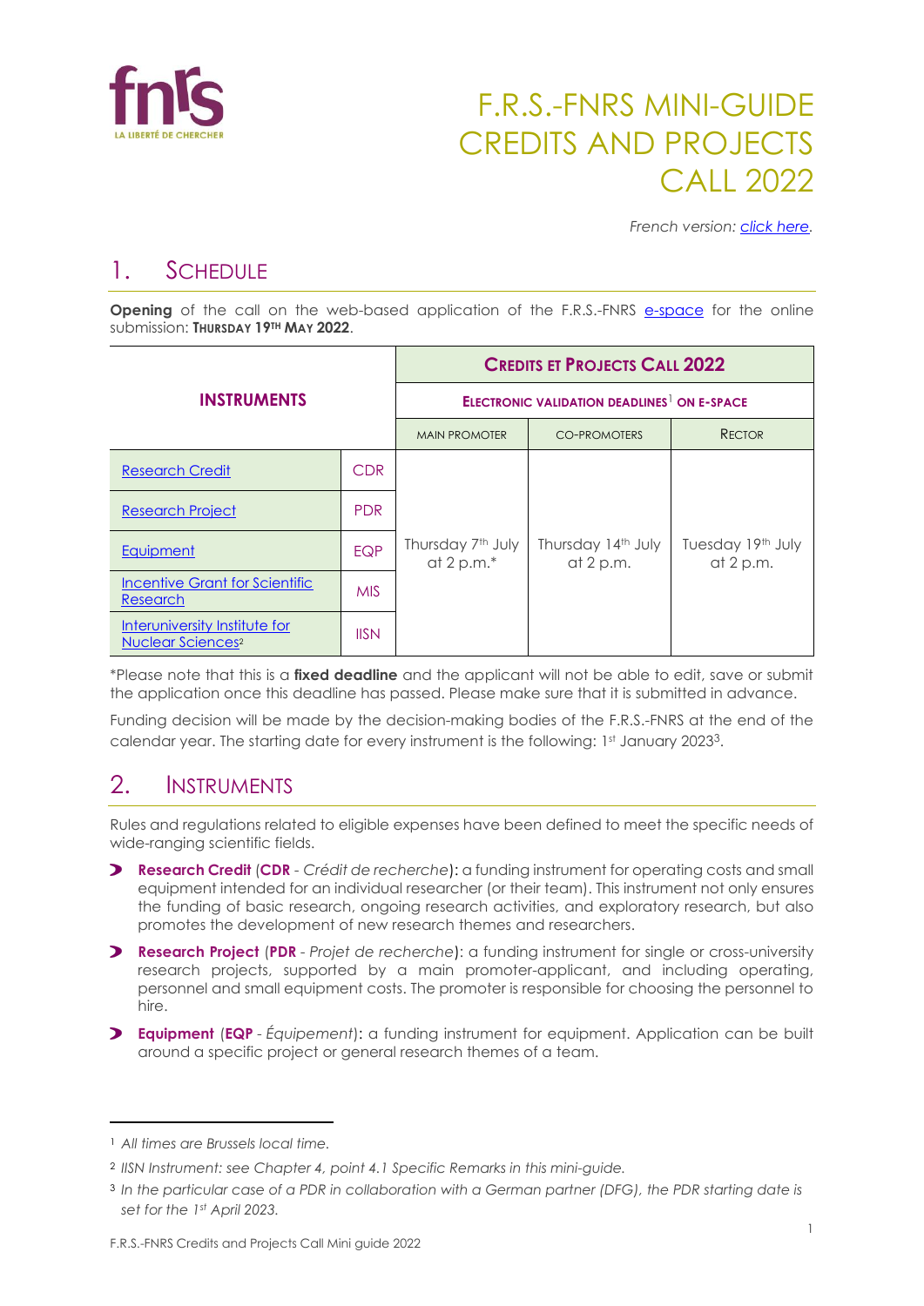# F.R.S.-FNRS MINI-GUIDE CREDITS AND PROJECTS CALL 2022

*French version: click here.*

## 1. SCHEDULE

**Opening** of the call on the web-based application of the F.R.S.-FNRS e-space for the online submission: **THURSDAY 19TH MAY 2022**.

| INSTRUMENTS | | CREDITS ET PROJECTS CALL 2022 | | |
|---|---|---|---|---|
| | | ELECTRONIC VALIDATION DEADLINES[1] ON E-SPACE | | |
| | | MAIN PROMOTER | CO-PROMOTERS | RECTOR |
| Research Credit | CDR | Thursday 7th July at 2 p.m.* | Thursday 14th July at 2 p.m. | Tuesday 19th July at 2 p.m. |
| Research Project | PDR | | | |
| Equipment | EQP | | | |
| Incentive Grant for Scientific Research | MIS | | | |
| Interuniversity Institute for Nuclear Sciences[2] | IISN | | | |

*Please note that this is a **fixed deadline** and the applicant will not be able to edit, save or submit the application once this deadline has passed. Please make sure that it is submitted in advance.

Funding decision will be made by the decision-making bodies of the F.R.S.-FNRS at the end of the calendar year. The starting date for every instrument is the following: 1st January 2023[3].

## 2. INSTRUMENTS

Rules and regulations related to eligible expenses have been defined to meet the specific needs of wide-ranging scientific fields.

- **Research Credit** (**CDR** - *Crédit de recherche*): a funding instrument for operating costs and small equipment intended for an individual researcher (or their team). This instrument not only ensures the funding of basic research, ongoing research activities, and exploratory research, but also promotes the development of new research themes and researchers.
- **Research Project** (**PDR** - *Projet de recherche*): a funding instrument for single or cross-university research projects, supported by a main promoter-applicant, and including operating, personnel and small equipment costs. The promoter is responsible for choosing the personnel to hire.
- **Equipment** (**EQP** - *Équipement*): a funding instrument for equipment. Application can be built around a specific project or general research themes of a team.

---

[1] *All times are Brussels local time.*

[2] *IISN Instrument: see Chapter 4, point 4.1 Specific Remarks in this mini-guide.*

[3] *In the particular case of a PDR in collaboration with a German partner (DFG), the PDR starting date is set for the 1st April 2023.*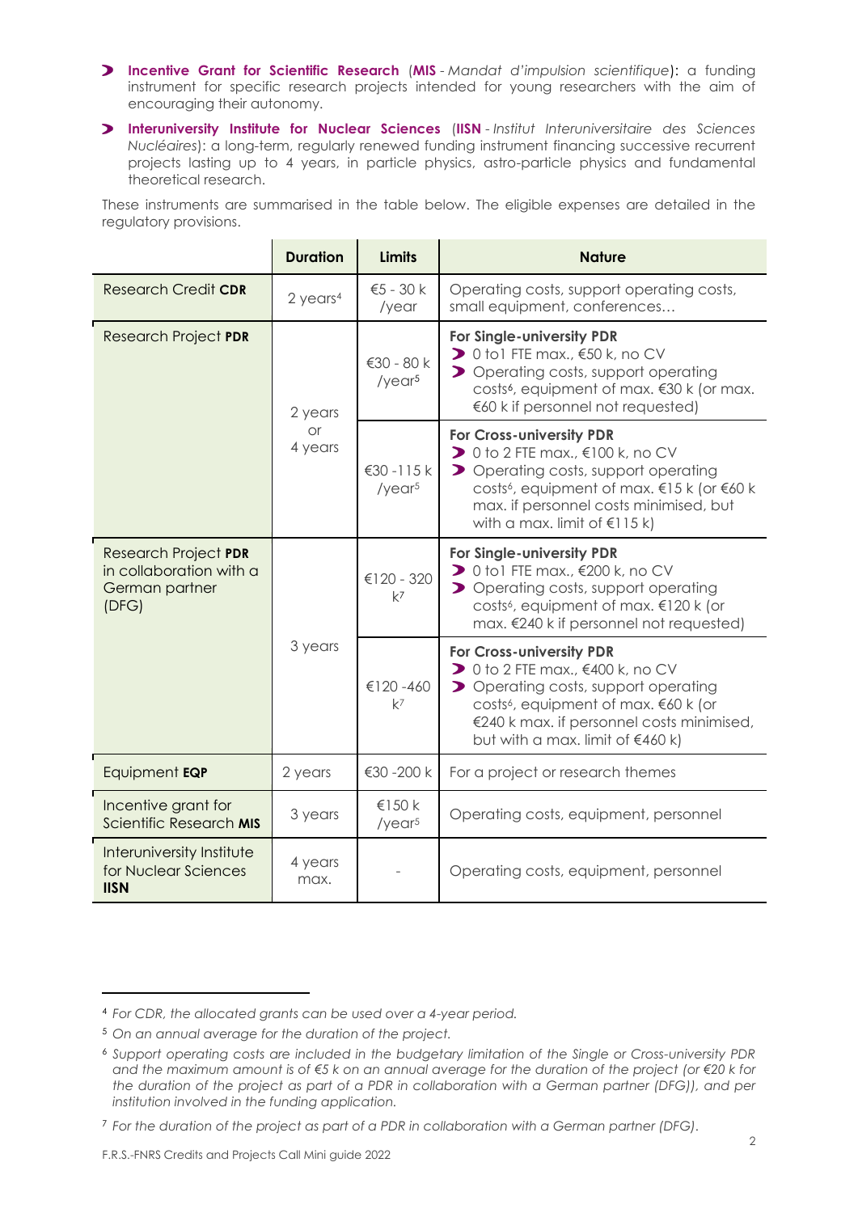- **Incentive Grant for Scientific Research** (**MIS** - *Mandat d'impulsion scientifique*): a funding instrument for specific research projects intended for young researchers with the aim of encouraging their autonomy.
- **Interuniversity Institute for Nuclear Sciences** (**IISN** - *Institut Interuniversitaire des Sciences Nucléaires*): a long-term, regularly renewed funding instrument financing successive recurrent projects lasting up to 4 years, in particle physics, astro-particle physics and fundamental theoretical research.

These instruments are summarised in the table below. The eligible expenses are detailed in the regulatory provisions.

| | Duration | Limits | Nature |
|---|---|---|---|
| Research Credit **CDR** | 2 years[4] | €5 - 30 k /year | Operating costs, support operating costs, small equipment, conferences… |
| Research Project **PDR** | 2 years or 4 years | €30 - 80 k /year[5] | **For Single-university PDR**<br>- 0 to1 FTE max., €50 k, no CV<br>- Operating costs, support operating costs[6], equipment of max. €30 k (or max. €60 k if personnel not requested) |
| | | €30 -115 k /year[5] | **For Cross-university PDR**<br>- 0 to 2 FTE max., €100 k, no CV<br>- Operating costs, support operating costs[6], equipment of max. €15 k (or €60 k max. if personnel costs minimised, but with a max. limit of €115 k) |
| Research Project **PDR** in collaboration with a German partner (DFG) | 3 years | €120 - 320 k[7] | **For Single-university PDR**<br>- 0 to1 FTE max., €200 k, no CV<br>- Operating costs, support operating costs[6], equipment of max. €120 k (or max. €240 k if personnel not requested) |
| | | €120 -460 k[7] | **For Cross-university PDR**<br>- 0 to 2 FTE max., €400 k, no CV<br>- Operating costs, support operating costs[6], equipment of max. €60 k (or €240 k max. if personnel costs minimised, but with a max. limit of €460 k) |
| Equipment **EQP** | 2 years | €30 -200 k | For a project or research themes |
| Incentive grant for Scientific Research **MIS** | 3 years | €150 k /year[5] | Operating costs, equipment, personnel |
| Interuniversity Institute for Nuclear Sciences **IISN** | 4 years max. | - | Operating costs, equipment, personnel |

---

[4] *For CDR, the allocated grants can be used over a 4-year period.*

[5] *On an annual average for the duration of the project.*

[6] *Support operating costs are included in the budgetary limitation of the Single or Cross-university PDR and the maximum amount is of €5 k on an annual average for the duration of the project (or €20 k for the duration of the project as part of a PDR in collaboration with a German partner (DFG)), and per institution involved in the funding application.*

[7] *For the duration of the project as part of a PDR in collaboration with a German partner (DFG).*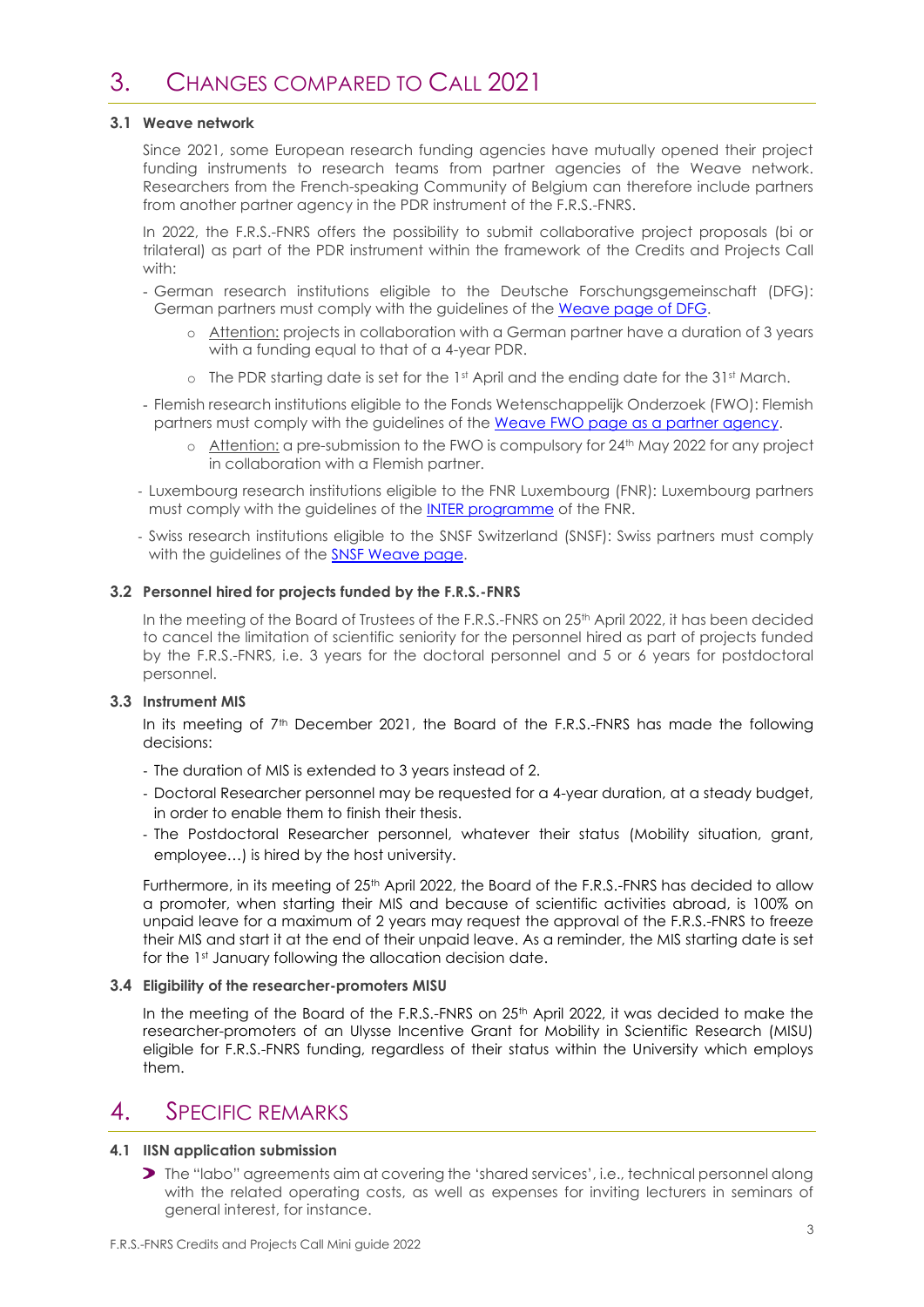# 3. Changes compared to Call 2021

### 3.1 Weave network

Since 2021, some European research funding agencies have mutually opened their project funding instruments to research teams from partner agencies of the Weave network. Researchers from the French-speaking Community of Belgium can therefore include partners from another partner agency in the PDR instrument of the F.R.S.-FNRS.

In 2022, the F.R.S.-FNRS offers the possibility to submit collaborative project proposals (bi or trilateral) as part of the PDR instrument within the framework of the Credits and Projects Call with:

- German research institutions eligible to the Deutsche Forschungsgemeinschaft (DFG): German partners must comply with the guidelines of the [Weave page of DFG](Weave page of DFG).
    - Attention: projects in collaboration with a German partner have a duration of 3 years with a funding equal to that of a 4-year PDR.
    - The PDR starting date is set for the 1st April and the ending date for the 31st March.
- Flemish research institutions eligible to the Fonds Wetenschappelijk Onderzoek (FWO): Flemish partners must comply with the guidelines of the [Weave FWO page as a partner agency](Weave FWO page as a partner agency).
    - Attention: a pre-submission to the FWO is compulsory for 24th May 2022 for any project in collaboration with a Flemish partner.
- Luxembourg research institutions eligible to the FNR Luxembourg (FNR): Luxembourg partners must comply with the guidelines of the [INTER programme](INTER programme) of the FNR.
- Swiss research institutions eligible to the SNSF Switzerland (SNSF): Swiss partners must comply with the guidelines of the [SNSF Weave page](SNSF Weave page).

### 3.2 Personnel hired for projects funded by the F.R.S.-FNRS

In the meeting of the Board of Trustees of the F.R.S.-FNRS on 25th April 2022, it has been decided to cancel the limitation of scientific seniority for the personnel hired as part of projects funded by the F.R.S.-FNRS, i.e. 3 years for the doctoral personnel and 5 or 6 years for postdoctoral personnel.

### 3.3 Instrument MIS

In its meeting of 7th December 2021, the Board of the F.R.S.-FNRS has made the following decisions:

- The duration of MIS is extended to 3 years instead of 2.
- Doctoral Researcher personnel may be requested for a 4-year duration, at a steady budget, in order to enable them to finish their thesis.
- The Postdoctoral Researcher personnel, whatever their status (Mobility situation, grant, employee…) is hired by the host university.

Furthermore, in its meeting of 25th April 2022, the Board of the F.R.S.-FNRS has decided to allow a promoter, when starting their MIS and because of scientific activities abroad, is 100% on unpaid leave for a maximum of 2 years may request the approval of the F.R.S.-FNRS to freeze their MIS and start it at the end of their unpaid leave. As a reminder, the MIS starting date is set for the 1st January following the allocation decision date.

### 3.4 Eligibility of the researcher-promoters MISU

In the meeting of the Board of the F.R.S.-FNRS on 25th April 2022, it was decided to make the researcher-promoters of an Ulysse Incentive Grant for Mobility in Scientific Research (MISU) eligible for F.R.S.-FNRS funding, regardless of their status within the University which employs them.

# 4. Specific remarks

### 4.1 IISN application submission

- The "labo" agreements aim at covering the 'shared services', i.e., technical personnel along with the related operating costs, as well as expenses for inviting lecturers in seminars of general interest, for instance.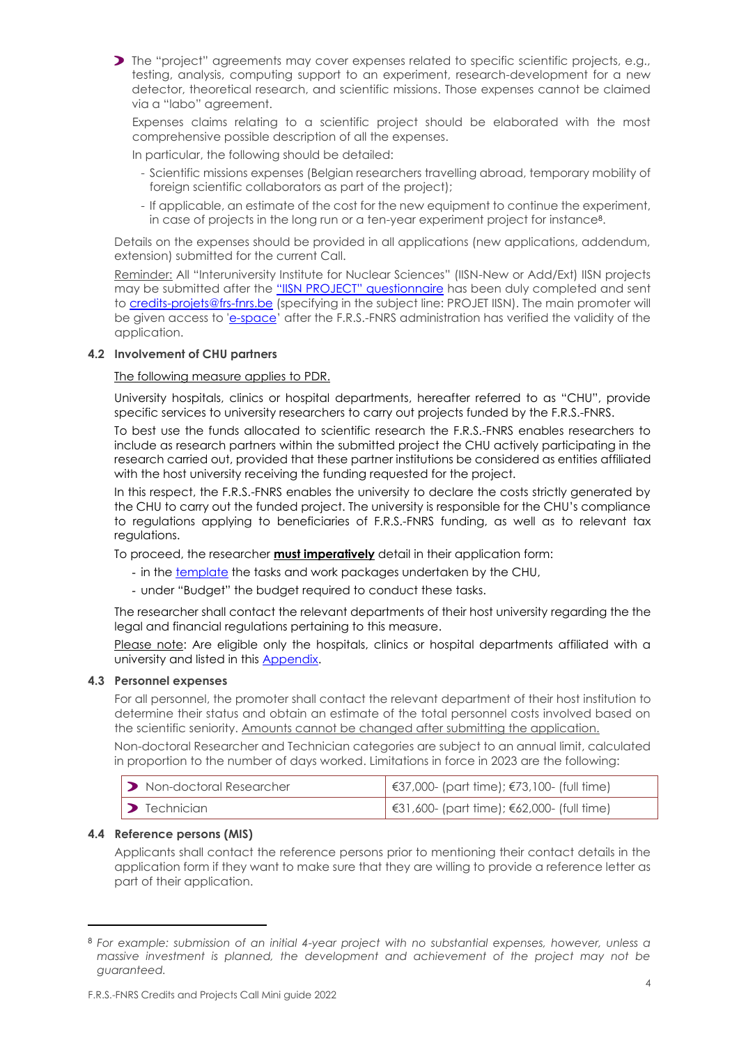- The "project" agreements may cover expenses related to specific scientific projects, e.g., testing, analysis, computing support to an experiment, research-development for a new detector, theoretical research, and scientific missions. Those expenses cannot be claimed via a "labo" agreement.

  Expenses claims relating to a scientific project should be elaborated with the most comprehensive possible description of all the expenses.

  In particular, the following should be detailed:

  - Scientific missions expenses (Belgian researchers travelling abroad, temporary mobility of foreign scientific collaborators as part of the project);
  - If applicable, an estimate of the cost for the new equipment to continue the experiment, in case of projects in the long run or a ten-year experiment project for instance[8].

Details on the expenses should be provided in all applications (new applications, addendum, extension) submitted for the current Call.

Reminder: All "Interuniversity Institute for Nuclear Sciences" (IISN-New or Add/Ext) IISN projects may be submitted after the "IISN PROJECT" questionnaire has been duly completed and sent to credits-projets@frs-fnrs.be (specifying in the subject line: PROJET IISN). The main promoter will be given access to 'e-space' after the F.R.S.-FNRS administration has verified the validity of the application.

### 4.2 Involvement of CHU partners

The following measure applies to PDR.

University hospitals, clinics or hospital departments, hereafter referred to as "CHU", provide specific services to university researchers to carry out projects funded by the F.R.S.-FNRS.

To best use the funds allocated to scientific research the F.R.S.-FNRS enables researchers to include as research partners within the submitted project the CHU actively participating in the research carried out, provided that these partner institutions be considered as entities affiliated with the host university receiving the funding requested for the project.

In this respect, the F.R.S.-FNRS enables the university to declare the costs strictly generated by the CHU to carry out the funded project. The university is responsible for the CHU's compliance to regulations applying to beneficiaries of F.R.S.-FNRS funding, as well as to relevant tax regulations.

To proceed, the researcher **must imperatively** detail in their application form:

- in the template the tasks and work packages undertaken by the CHU,
- under "Budget" the budget required to conduct these tasks.

The researcher shall contact the relevant departments of their host university regarding the the legal and financial regulations pertaining to this measure.

Please note: Are eligible only the hospitals, clinics or hospital departments affiliated with a university and listed in this Appendix.

### 4.3 Personnel expenses

For all personnel, the promoter shall contact the relevant department of their host institution to determine their status and obtain an estimate of the total personnel costs involved based on the scientific seniority. Amounts cannot be changed after submitting the application.

Non-doctoral Researcher and Technician categories are subject to an annual limit, calculated in proportion to the number of days worked. Limitations in force in 2023 are the following:

| | |
|---|---|
| Non-doctoral Researcher | €37,000- (part time); €73,100- (full time) |
| Technician | €31,600- (part time); €62,000- (full time) |

### 4.4 Reference persons (MIS)

Applicants shall contact the reference persons prior to mentioning their contact details in the application form if they want to make sure that they are willing to provide a reference letter as part of their application.

---

[8] *For example: submission of an initial 4-year project with no substantial expenses, however, unless a massive investment is planned, the development and achievement of the project may not be guaranteed.*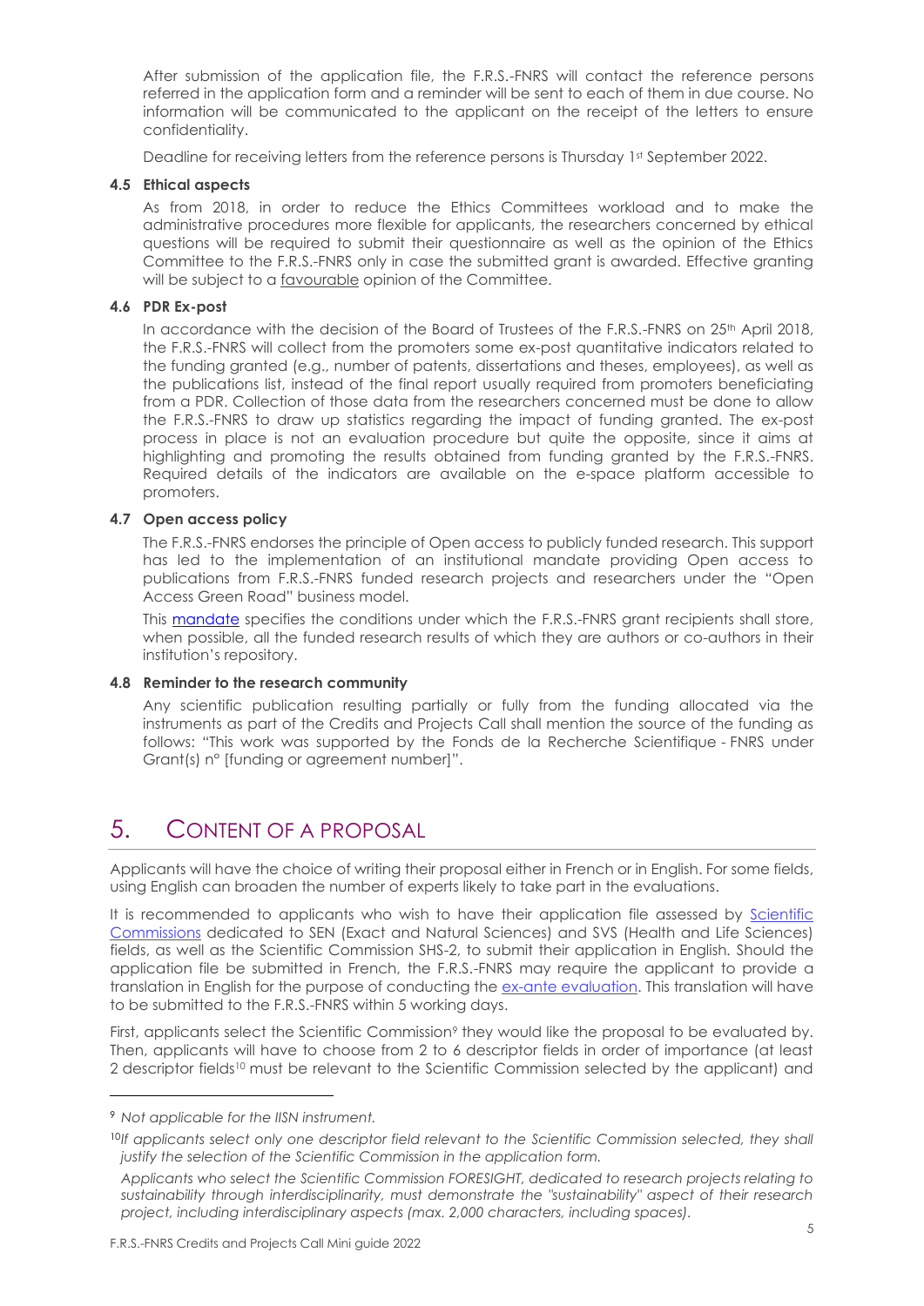After submission of the application file, the F.R.S.-FNRS will contact the reference persons referred in the application form and a reminder will be sent to each of them in due course. No information will be communicated to the applicant on the receipt of the letters to ensure confidentiality.

Deadline for receiving letters from the reference persons is Thursday 1st September 2022.

### 4.5 Ethical aspects

As from 2018, in order to reduce the Ethics Committees workload and to make the administrative procedures more flexible for applicants, the researchers concerned by ethical questions will be required to submit their questionnaire as well as the opinion of the Ethics Committee to the F.R.S.-FNRS only in case the submitted grant is awarded. Effective granting will be subject to a favourable opinion of the Committee.

### 4.6 PDR Ex-post

In accordance with the decision of the Board of Trustees of the F.R.S.-FNRS on 25th April 2018, the F.R.S.-FNRS will collect from the promoters some ex-post quantitative indicators related to the funding granted (e.g., number of patents, dissertations and theses, employees), as well as the publications list, instead of the final report usually required from promoters beneficiating from a PDR. Collection of those data from the researchers concerned must be done to allow the F.R.S.-FNRS to draw up statistics regarding the impact of funding granted. The ex-post process in place is not an evaluation procedure but quite the opposite, since it aims at highlighting and promoting the results obtained from funding granted by the F.R.S.-FNRS. Required details of the indicators are available on the e-space platform accessible to promoters.

### 4.7 Open access policy

The F.R.S.-FNRS endorses the principle of Open access to publicly funded research. This support has led to the implementation of an institutional mandate providing Open access to publications from F.R.S.-FNRS funded research projects and researchers under the "Open Access Green Road" business model.

This mandate specifies the conditions under which the F.R.S.-FNRS grant recipients shall store, when possible, all the funded research results of which they are authors or co-authors in their institution's repository.

### 4.8 Reminder to the research community

Any scientific publication resulting partially or fully from the funding allocated via the instruments as part of the Credits and Projects Call shall mention the source of the funding as follows: "This work was supported by the Fonds de la Recherche Scientifique - FNRS under Grant(s) n° [funding or agreement number]".

## 5. CONTENT OF A PROPOSAL

Applicants will have the choice of writing their proposal either in French or in English. For some fields, using English can broaden the number of experts likely to take part in the evaluations.

It is recommended to applicants who wish to have their application file assessed by Scientific Commissions dedicated to SEN (Exact and Natural Sciences) and SVS (Health and Life Sciences) fields, as well as the Scientific Commission SHS-2, to submit their application in English. Should the application file be submitted in French, the F.R.S.-FNRS may require the applicant to provide a translation in English for the purpose of conducting the ex-ante evaluation. This translation will have to be submitted to the F.R.S.-FNRS within 5 working days.

First, applicants select the Scientific Commission[9] they would like the proposal to be evaluated by. Then, applicants will have to choose from 2 to 6 descriptor fields in order of importance (at least 2 descriptor fields[10] must be relevant to the Scientific Commission selected by the applicant) and

---

[9] *Not applicable for the IISN instrument.*

[10] *If applicants select only one descriptor field relevant to the Scientific Commission selected, they shall justify the selection of the Scientific Commission in the application form.*

*Applicants who select the Scientific Commission FORESIGHT, dedicated to research projects relating to sustainability through interdisciplinarity, must demonstrate the "sustainability" aspect of their research project, including interdisciplinary aspects (max. 2,000 characters, including spaces).*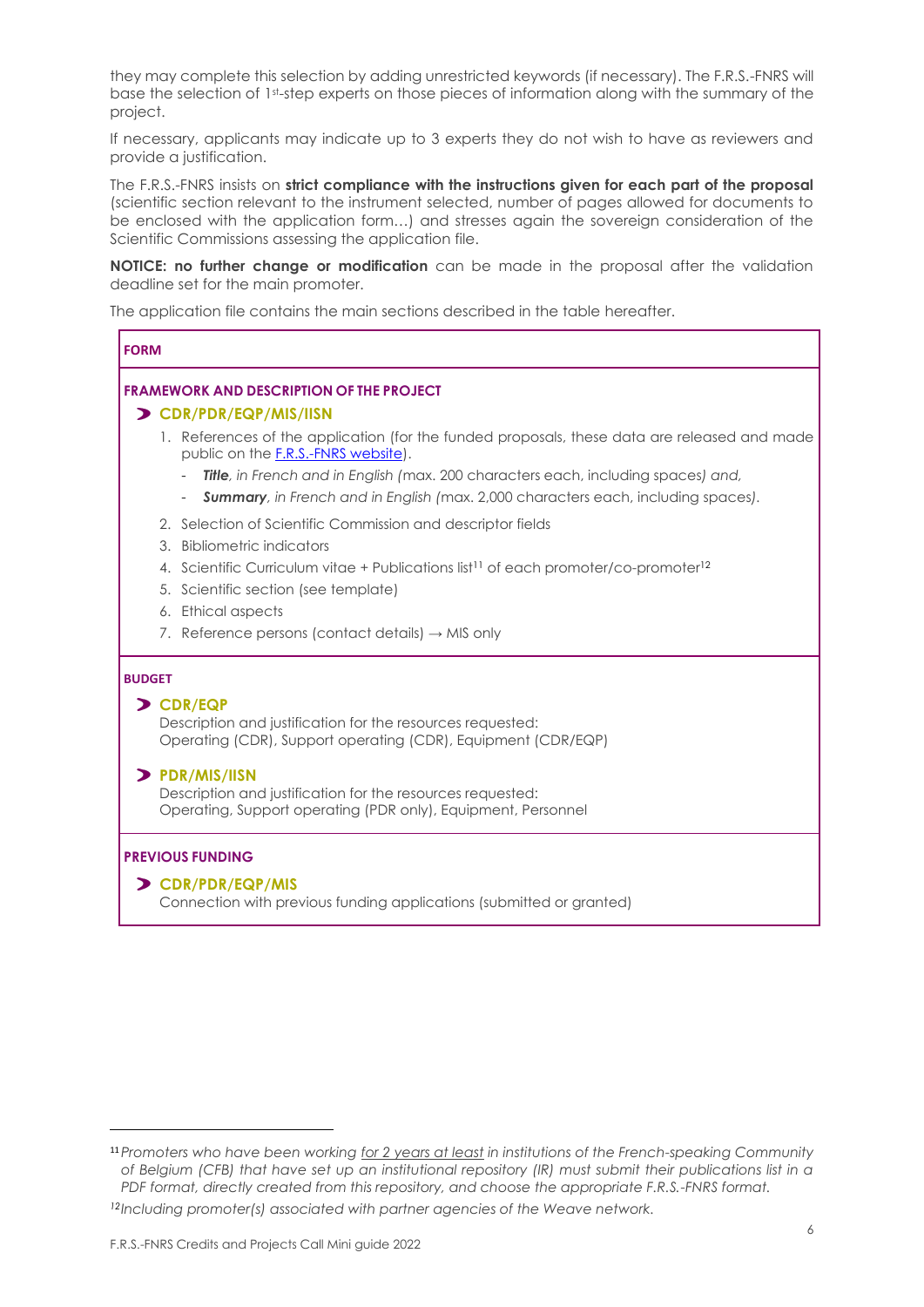they may complete this selection by adding unrestricted keywords (if necessary). The F.R.S.-FNRS will base the selection of 1st-step experts on those pieces of information along with the summary of the project.

If necessary, applicants may indicate up to 3 experts they do not wish to have as reviewers and provide a justification.

The F.R.S.-FNRS insists on **strict compliance with the instructions given for each part of the proposal** (scientific section relevant to the instrument selected, number of pages allowed for documents to be enclosed with the application form…) and stresses again the sovereign consideration of the Scientific Commissions assessing the application file.

**NOTICE: no further change or modification** can be made in the proposal after the validation deadline set for the main promoter.

The application file contains the main sections described in the table hereafter.

**FORM**

**FRAMEWORK AND DESCRIPTION OF THE PROJECT**

- **CDR/PDR/EQP/MIS/IISN**
  1. References of the application (for the funded proposals, these data are released and made public on the [F.R.S.-FNRS website](F.R.S.-FNRS website)).
     - ***Title****, in French and in English (*max. 200 characters each, including spaces*) and,*
     - ***Summary****, in French and in English (*max. 2,000 characters each, including spaces*).*
  2. Selection of Scientific Commission and descriptor fields
  3. Bibliometric indicators
  4. Scientific Curriculum vitae + Publications list[11] of each promoter/co-promoter[12]
  5. Scientific section (see template)
  6. Ethical aspects
  7. Reference persons (contact details) → MIS only

**BUDGET**

- **CDR/EQP**
  Description and justification for the resources requested:
  Operating (CDR), Support operating (CDR), Equipment (CDR/EQP)

- **PDR/MIS/IISN**
  Description and justification for the resources requested:
  Operating, Support operating (PDR only), Equipment, Personnel

**PREVIOUS FUNDING**

- **CDR/PDR/EQP/MIS**
  Connection with previous funding applications (submitted or granted)

---

[11] *Promoters who have been working* *for 2 years at least* *in institutions of the French-speaking Community of Belgium (CFB) that have set up an institutional repository (IR) must submit their publications list in a PDF format, directly created from this repository, and choose the appropriate F.R.S.-FNRS format.*

[12] *Including promoter(s) associated with partner agencies of the Weave network.*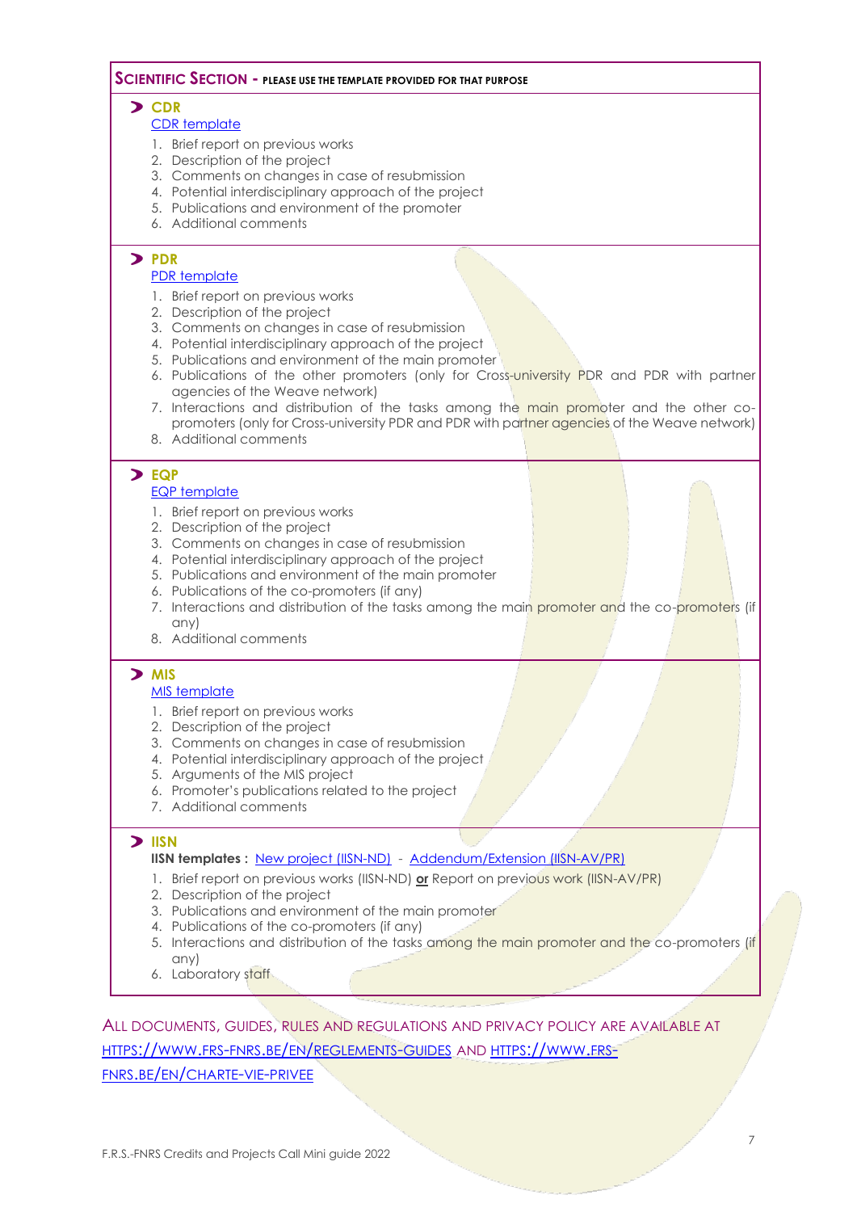## Scientific Section - PLEASE USE THE TEMPLATE PROVIDED FOR THAT PURPOSE

### CDR

CDR template

1. Brief report on previous works
2. Description of the project
3. Comments on changes in case of resubmission
4. Potential interdisciplinary approach of the project
5. Publications and environment of the promoter
6. Additional comments

### PDR

PDR template

1. Brief report on previous works
2. Description of the project
3. Comments on changes in case of resubmission
4. Potential interdisciplinary approach of the project
5. Publications and environment of the main promoter
6. Publications of the other promoters (only for Cross-university PDR and PDR with partner agencies of the Weave network)
7. Interactions and distribution of the tasks among the main promoter and the other co-promoters (only for Cross-university PDR and PDR with partner agencies of the Weave network)
8. Additional comments

### EQP

EQP template

1. Brief report on previous works
2. Description of the project
3. Comments on changes in case of resubmission
4. Potential interdisciplinary approach of the project
5. Publications and environment of the main promoter
6. Publications of the co-promoters (if any)
7. Interactions and distribution of the tasks among the main promoter and the co-promoters (if any)
8. Additional comments

### MIS

MIS template

1. Brief report on previous works
2. Description of the project
3. Comments on changes in case of resubmission
4. Potential interdisciplinary approach of the project
5. Arguments of the MIS project
6. Promoter's publications related to the project
7. Additional comments

### IISN

**IISN templates :** New project (IISN-ND) - Addendum/Extension (IISN-AV/PR)

1. Brief report on previous works (IISN-ND) **or** Report on previous work (IISN-AV/PR)
2. Description of the project
3. Publications and environment of the main promoter
4. Publications of the co-promoters (if any)
5. Interactions and distribution of the tasks among the main promoter and the co-promoters (if any)
6. Laboratory staff

ALL DOCUMENTS, GUIDES, RULES AND REGULATIONS AND PRIVACY POLICY ARE AVAILABLE AT HTTPS://WWW.FRS-FNRS.BE/EN/REGLEMENTS-GUIDES AND HTTPS://WWW.FRS-FNRS.BE/EN/CHARTE-VIE-PRIVEE